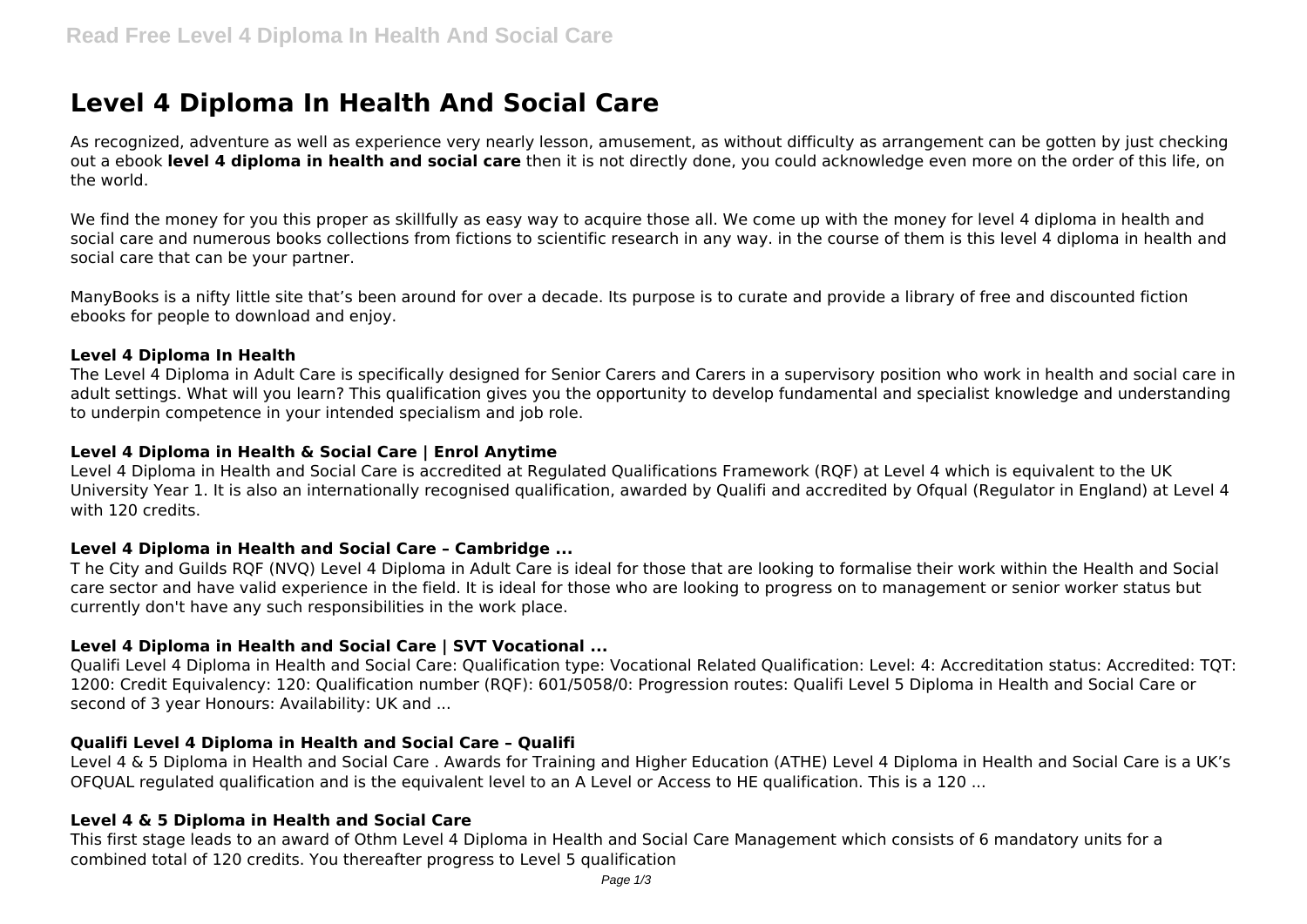# Level 4 Diploma In Health And Social Care

As recognized, adventure as well as experience very nearly lesson, amusement, as without difficulty as arrangement can be gotten by just checking out a ebook **level 4 diploma in health and social care** then it is not directly done, you could acknowledge even more on the order of this life, on the world.

We find the money for you this proper as skillfully as easy way to acquire those all. We come up with the money for level 4 diploma in health and social care and numerous books collections from fictions to scientific research in any way. in the course of them is this level 4 diploma in health and social care that can be your partner.

ManyBooks is a nifty little site that's been around for over a decade. Its purpose is to curate and provide a library of free and discounted fiction ebooks for people to download and enjoy.

### Level 4 Diploma In Health

The Level 4 Diploma in Adult Care is specifically designed for Senior Carers and Carers in a supervisory position who work in health and social care in adult settings. What will you learn? This qualification gives you the opportunity to develop fundamental and specialist knowledge and understanding to underpin competence in your intended specialism and job role.

### Level 4 Diploma in Health & Social Care | Enrol Anytime

Level 4 Diploma in Health and Social Care is accredited at Regulated Qualifications Framework (RQF) at Level 4 which is equivalent to the UK University Year 1. It is also an internationally recognised qualification, awarded by Qualifi and accredited by Ofqual (Regulator in England) at Level 4 with 120 credits.

### Level 4 Diploma in Health and Social Care – Cambridge ...

T he City and Guilds RQF (NVQ) Level 4 Diploma in Adult Care is ideal for those that are looking to formalise their work within the Health and Social care sector and have valid experience in the field. It is ideal for those who are looking to progress on to management or senior worker status but currently don't have any such responsibilities in the work place.

### Level 4 Diploma in Health and Social Care | SVT Vocational ...

Qualifi Level 4 Diploma in Health and Social Care: Qualification type: Vocational Related Qualification: Level: 4: Accreditation status: Accredited: TQT: 1200: Credit Equivalency: 120: Qualification number (RQF): 601/5058/0: Progression routes: Qualifi Level 5 Diploma in Health and Social Care or second of 3 year Honours: Availability: UK and ...

### Qualifi Level 4 Diploma in Health and Social Care – Qualifi

Level 4 & 5 Diploma in Health and Social Care . Awards for Training and Higher Education (ATHE) Level 4 Diploma in Health and Social Care is a UK's OFQUAL regulated qualification and is the equivalent level to an A Level or Access to HE qualification. This is a 120 ...

### Level 4 & 5 Diploma in Health and Social Care

This first stage leads to an award of Othm Level 4 Diploma in Health and Social Care Management which consists of 6 mandatory units for a combined total of 120 credits. You thereafter progress to Level 5 qualification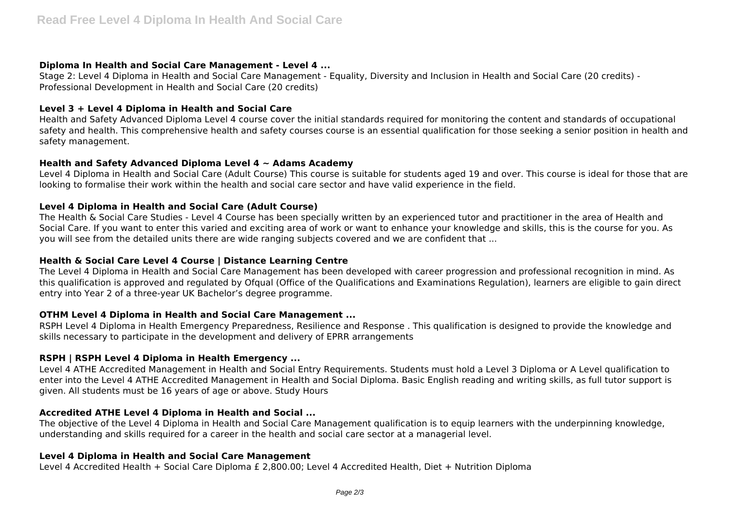### Diploma In Health and Social Care Management - Level 4 ...

Stage 2: Level 4 Diploma in Health and Social Care Management - Equality, Diversity and Inclusion in Health and Social Care (20 credits) - Professional Development in Health and Social Care (20 credits)

### Level 3 + Level 4 Diploma in Health and Social Care

Health and Safety Advanced Diploma Level 4 course cover the initial standards required for monitoring the content and standards of occupational safety and health. This comprehensive health and safety courses course is an essential qualification for those seeking a senior position in health and safety management.

### Health and Safety Advanced Diploma Level 4 ~ Adams Academy

Level 4 Diploma in Health and Social Care (Adult Course) This course is suitable for students aged 19 and over. This course is ideal for those that are looking to formalise their work within the health and social care sector and have valid experience in the field.

### Level 4 Diploma in Health and Social Care (Adult Course)

The Health & Social Care Studies - Level 4 Course has been specially written by an experienced tutor and practitioner in the area of Health and Social Care. If you want to enter this varied and exciting area of work or want to enhance your knowledge and skills, this is the course for you. As you will see from the detailed units there are wide ranging subjects covered and we are confident that ...

### Health & Social Care Level 4 Course | Distance Learning Centre

The Level 4 Diploma in Health and Social Care Management has been developed with career progression and professional recognition in mind. As this qualification is approved and regulated by Ofqual (Office of the Qualifications and Examinations Regulation), learners are eligible to gain direct entry into Year 2 of a three-year UK Bachelor's degree programme.

### OTHM Level 4 Diploma in Health and Social Care Management ...

RSPH Level 4 Diploma in Health Emergency Preparedness, Resilience and Response . This qualification is designed to provide the knowledge and skills necessary to participate in the development and delivery of EPRR arrangements

### RSPH | RSPH Level 4 Diploma in Health Emergency ...

Level 4 ATHE Accredited Management in Health and Social Entry Requirements. Students must hold a Level 3 Diploma or A Level qualification to enter into the Level 4 ATHE Accredited Management in Health and Social Diploma. Basic English reading and writing skills, as full tutor support is given. All students must be 16 years of age or above. Study Hours

### Accredited ATHE Level 4 Diploma in Health and Social ...

The objective of the Level 4 Diploma in Health and Social Care Management qualification is to equip learners with the underpinning knowledge, understanding and skills required for a career in the health and social care sector at a managerial level.

### Level 4 Diploma in Health and Social Care Management

Level 4 Accredited Health + Social Care Diploma £ 2,800.00; Level 4 Accredited Health, Diet + Nutrition Diploma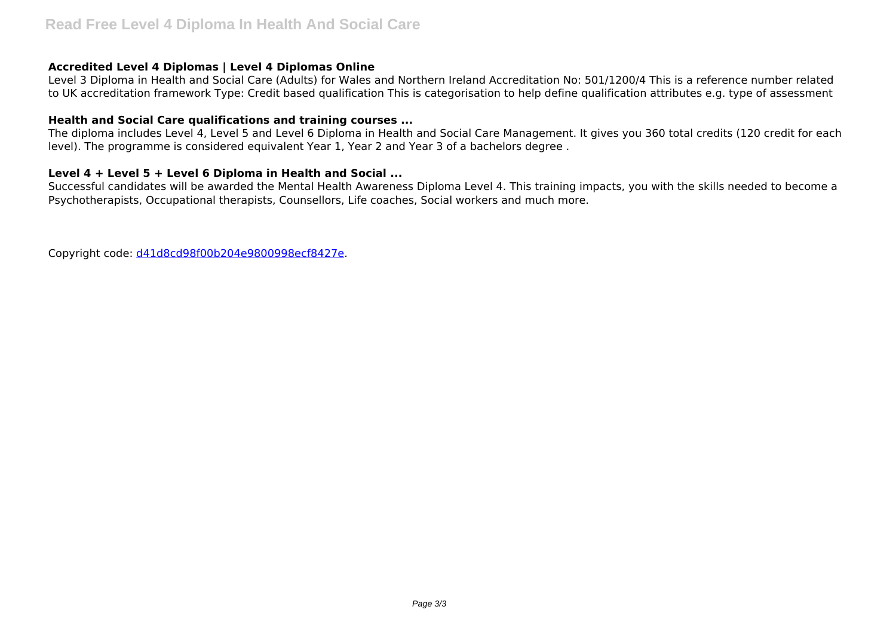### Accredited Level 4 Diplomas | Level 4 Diplomas Online

Level 3 Diploma in Health and Social Care (Adults) for Wales and Northern Ireland Accreditation No: 501/1200/4 This is a reference number related to UK accreditation framework Type: Credit based qualification This is categorisation to help define qualification attributes e.g. type of assessment

### Health and Social Care qualifications and training courses ...

The diploma includes Level 4, Level 5 and Level 6 Diploma in Health and Social Care Management. It gives you 360 total credits (120 credit for each level). The programme is considered equivalent Year 1, Year 2 and Year 3 of a bachelors degree .

### Level 4 + Level 5 + Level 6 Diploma in Health and Social ...

Successful candidates will be awarded the Mental Health Awareness Diploma Level 4. This training impacts, you with the skills needed to become a Psychotherapists, Occupational therapists, Counsellors, Life coaches, Social workers and much more.

Copyright code: d41d8cd98f00b204e9800998ecf8427e.